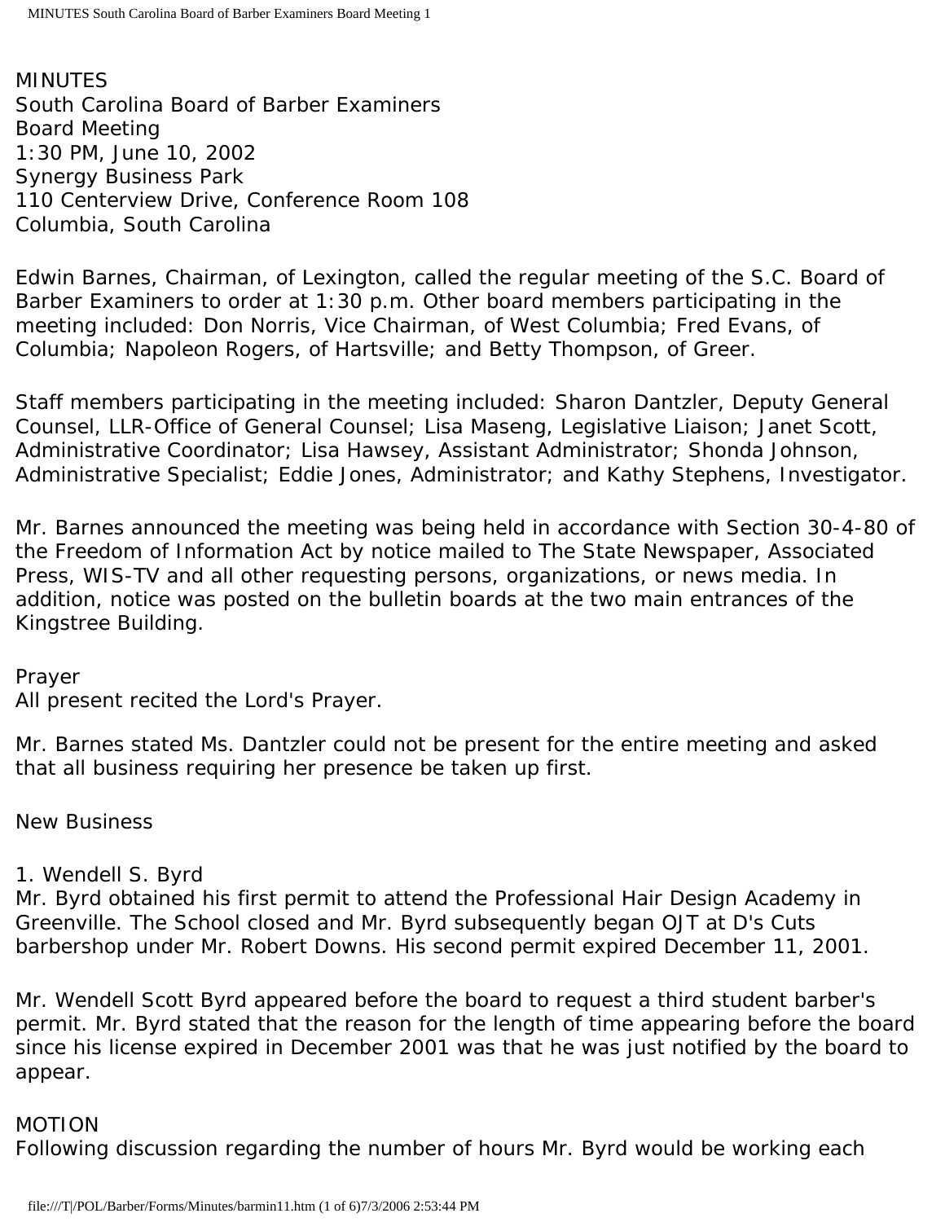MINUTES
South Carolina Board of Barber Examiners
Board Meeting
1:30 PM, June 10, 2002
Synergy Business Park
110 Centerview Drive, Conference Room 108
Columbia, South Carolina

Edwin Barnes, Chairman, of Lexington, called the regular meeting of the S.C. Board of Barber Examiners to order at 1:30 p.m. Other board members participating in the meeting included: Don Norris, Vice Chairman, of West Columbia; Fred Evans, of Columbia; Napoleon Rogers, of Hartsville; and Betty Thompson, of Greer.

Staff members participating in the meeting included: Sharon Dantzler, Deputy General Counsel, LLR-Office of General Counsel; Lisa Maseng, Legislative Liaison; Janet Scott, Administrative Coordinator; Lisa Hawsey, Assistant Administrator; Shonda Johnson, Administrative Specialist; Eddie Jones, Administrator; and Kathy Stephens, Investigator.

Mr. Barnes announced the meeting was being held in accordance with Section 30-4-80 of the Freedom of Information Act by notice mailed to The State Newspaper, Associated Press, WIS-TV and all other requesting persons, organizations, or news media. In addition, notice was posted on the bulletin boards at the two main entrances of the Kingstree Building.

Prayer
All present recited the Lord's Prayer.

Mr. Barnes stated Ms. Dantzler could not be present for the entire meeting and asked that all business requiring her presence be taken up first.

New Business

1. Wendell S. Byrd
Mr. Byrd obtained his first permit to attend the Professional Hair Design Academy in Greenville. The School closed and Mr. Byrd subsequently began OJT at D's Cuts barbershop under Mr. Robert Downs. His second permit expired December 11, 2001.

Mr. Wendell Scott Byrd appeared before the board to request a third student barber's permit. Mr. Byrd stated that the reason for the length of time appearing before the board since his license expired in December 2001 was that he was just notified by the board to appear.

MOTION
Following discussion regarding the number of hours Mr. Byrd would be working each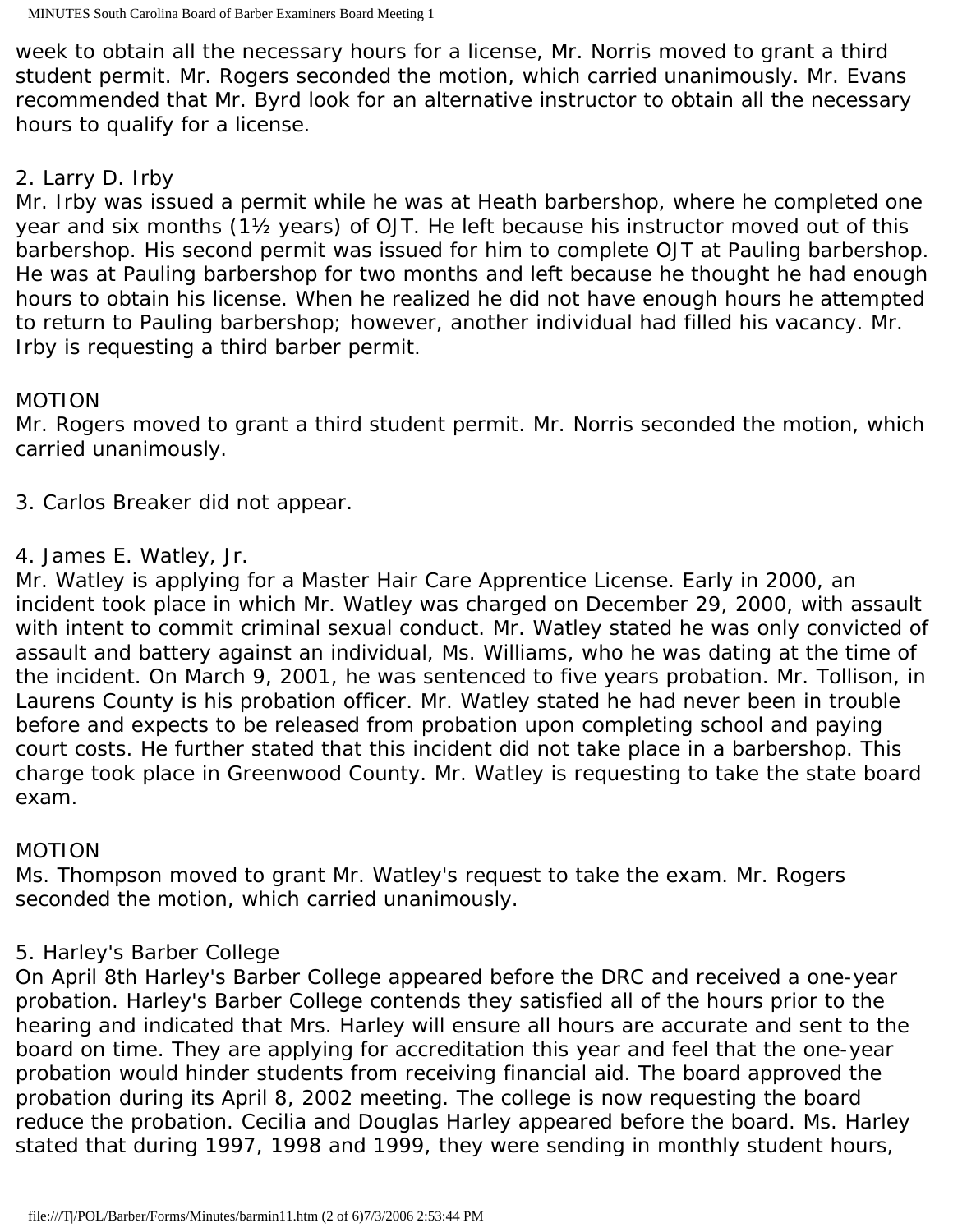week to obtain all the necessary hours for a license, Mr. Norris moved to grant a third student permit. Mr. Rogers seconded the motion, which carried unanimously. Mr. Evans recommended that Mr. Byrd look for an alternative instructor to obtain all the necessary hours to qualify for a license.

2. Larry D. Irby

Mr. Irby was issued a permit while he was at Heath barbershop, where he completed one year and six months (1½ years) of OJT. He left because his instructor moved out of this barbershop. His second permit was issued for him to complete OJT at Pauling barbershop. He was at Pauling barbershop for two months and left because he thought he had enough hours to obtain his license. When he realized he did not have enough hours he attempted to return to Pauling barbershop; however, another individual had filled his vacancy. Mr. Irby is requesting a third barber permit.

MOTION

Mr. Rogers moved to grant a third student permit. Mr. Norris seconded the motion, which carried unanimously.

3. Carlos Breaker did not appear.

4. James E. Watley, Jr.

Mr. Watley is applying for a Master Hair Care Apprentice License. Early in 2000, an incident took place in which Mr. Watley was charged on December 29, 2000, with assault with intent to commit criminal sexual conduct. Mr. Watley stated he was only convicted of assault and battery against an individual, Ms. Williams, who he was dating at the time of the incident. On March 9, 2001, he was sentenced to five years probation. Mr. Tollison, in Laurens County is his probation officer. Mr. Watley stated he had never been in trouble before and expects to be released from probation upon completing school and paying court costs. He further stated that this incident did not take place in a barbershop. This charge took place in Greenwood County. Mr. Watley is requesting to take the state board exam.

MOTION

Ms. Thompson moved to grant Mr. Watley's request to take the exam. Mr. Rogers seconded the motion, which carried unanimously.

5. Harley's Barber College

On April 8th Harley's Barber College appeared before the DRC and received a one-year probation. Harley's Barber College contends they satisfied all of the hours prior to the hearing and indicated that Mrs. Harley will ensure all hours are accurate and sent to the board on time. They are applying for accreditation this year and feel that the one-year probation would hinder students from receiving financial aid. The board approved the probation during its April 8, 2002 meeting. The college is now requesting the board reduce the probation. Cecilia and Douglas Harley appeared before the board. Ms. Harley stated that during 1997, 1998 and 1999, they were sending in monthly student hours,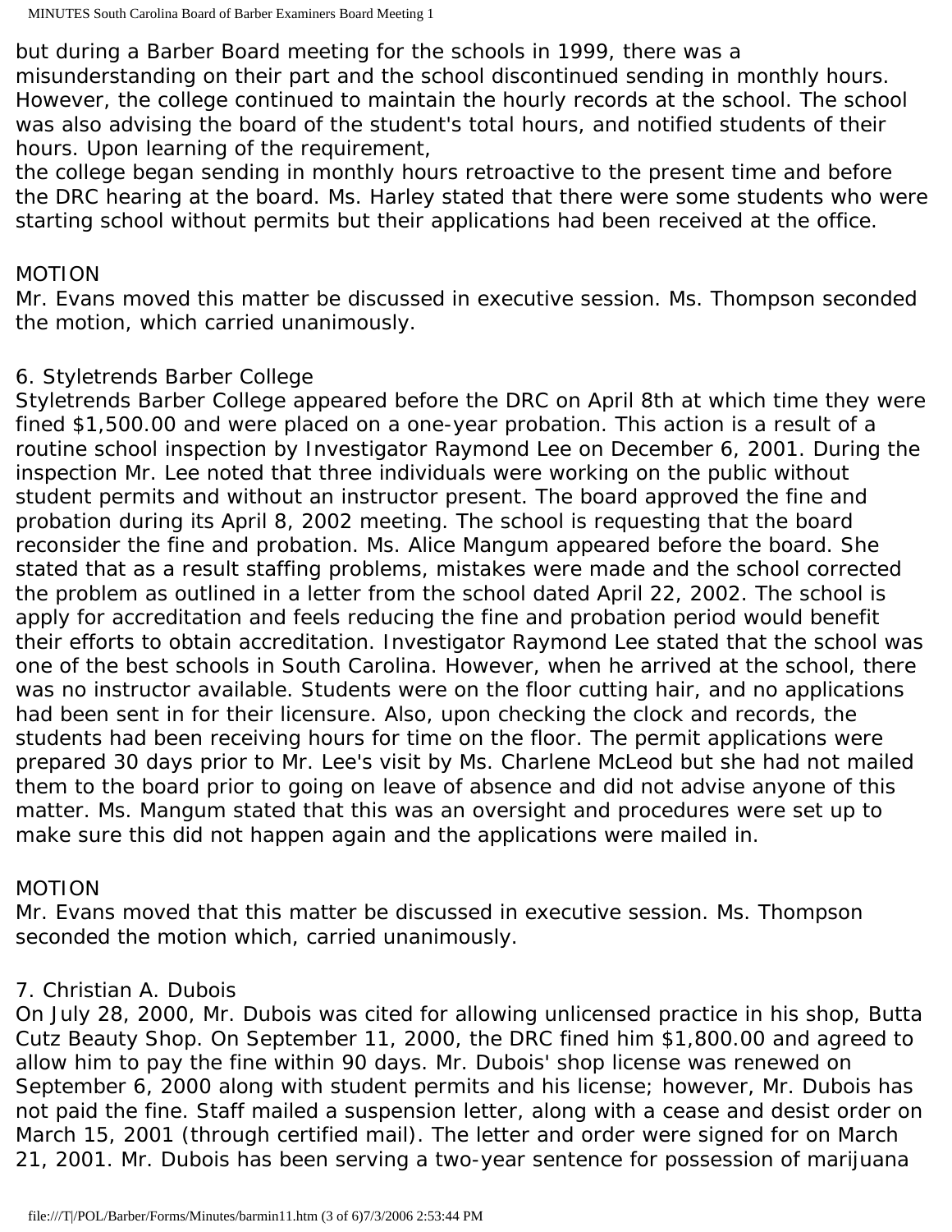but during a Barber Board meeting for the schools in 1999, there was a misunderstanding on their part and the school discontinued sending in monthly hours. However, the college continued to maintain the hourly records at the school. The school was also advising the board of the student's total hours, and notified students of their hours. Upon learning of the requirement,
the college began sending in monthly hours retroactive to the present time and before the DRC hearing at the board. Ms. Harley stated that there were some students who were starting school without permits but their applications had been received at the office.

MOTION
Mr. Evans moved this matter be discussed in executive session. Ms. Thompson seconded the motion, which carried unanimously.

6. Styletrends Barber College
Styletrends Barber College appeared before the DRC on April 8th at which time they were fined $1,500.00 and were placed on a one-year probation. This action is a result of a routine school inspection by Investigator Raymond Lee on December 6, 2001. During the inspection Mr. Lee noted that three individuals were working on the public without student permits and without an instructor present. The board approved the fine and probation during its April 8, 2002 meeting. The school is requesting that the board reconsider the fine and probation. Ms. Alice Mangum appeared before the board. She stated that as a result staffing problems, mistakes were made and the school corrected the problem as outlined in a letter from the school dated April 22, 2002. The school is apply for accreditation and feels reducing the fine and probation period would benefit their efforts to obtain accreditation. Investigator Raymond Lee stated that the school was one of the best schools in South Carolina. However, when he arrived at the school, there was no instructor available. Students were on the floor cutting hair, and no applications had been sent in for their licensure. Also, upon checking the clock and records, the students had been receiving hours for time on the floor. The permit applications were prepared 30 days prior to Mr. Lee's visit by Ms. Charlene McLeod but she had not mailed them to the board prior to going on leave of absence and did not advise anyone of this matter. Ms. Mangum stated that this was an oversight and procedures were set up to make sure this did not happen again and the applications were mailed in.

MOTION
Mr. Evans moved that this matter be discussed in executive session. Ms. Thompson seconded the motion which, carried unanimously.

7. Christian A. Dubois
On July 28, 2000, Mr. Dubois was cited for allowing unlicensed practice in his shop, Butta Cutz Beauty Shop. On September 11, 2000, the DRC fined him $1,800.00 and agreed to allow him to pay the fine within 90 days. Mr. Dubois' shop license was renewed on September 6, 2000 along with student permits and his license; however, Mr. Dubois has not paid the fine. Staff mailed a suspension letter, along with a cease and desist order on March 15, 2001 (through certified mail). The letter and order were signed for on March 21, 2001. Mr. Dubois has been serving a two-year sentence for possession of marijuana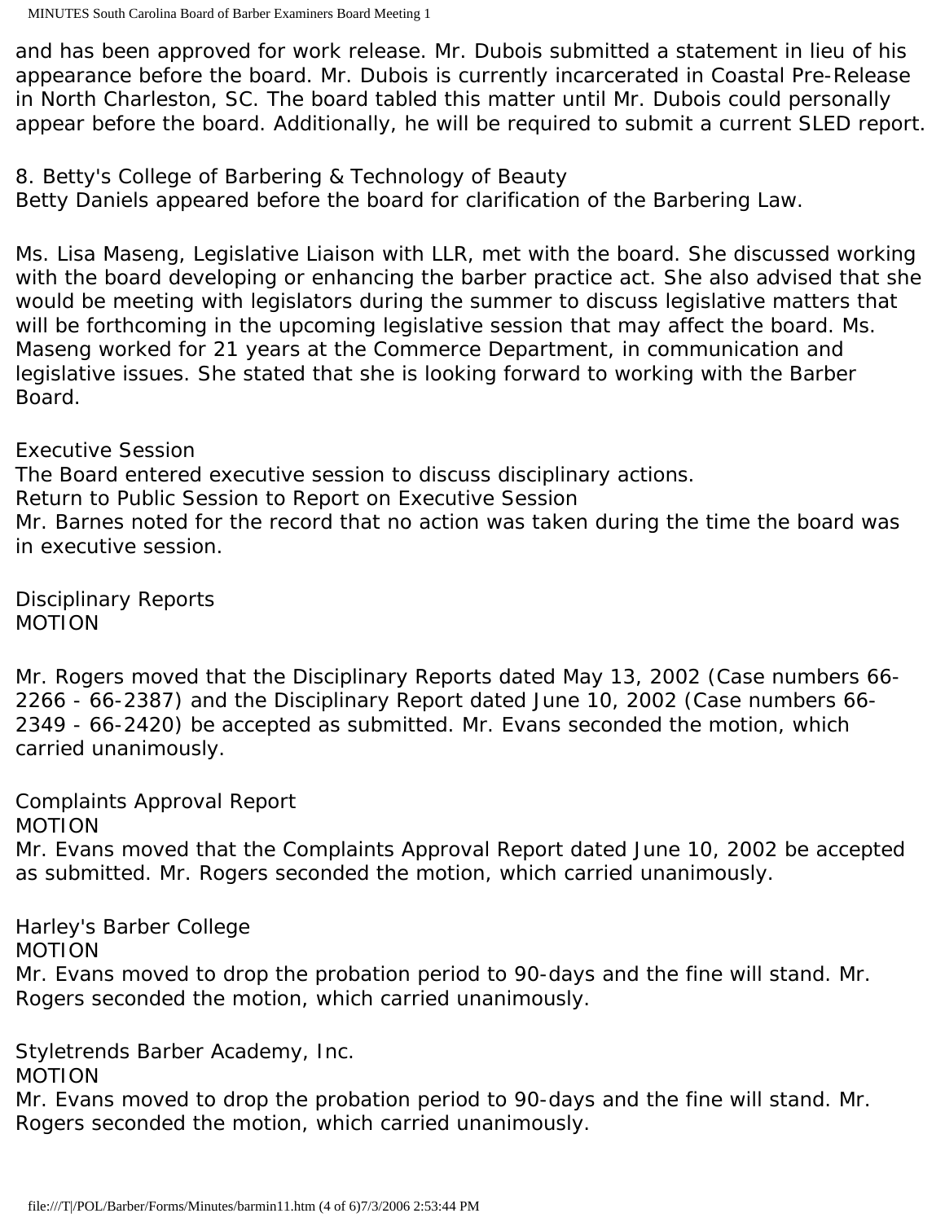and has been approved for work release. Mr. Dubois submitted a statement in lieu of his appearance before the board. Mr. Dubois is currently incarcerated in Coastal Pre-Release in North Charleston, SC. The board tabled this matter until Mr. Dubois could personally appear before the board. Additionally, he will be required to submit a current SLED report.

8. Betty's College of Barbering & Technology of Beauty
Betty Daniels appeared before the board for clarification of the Barbering Law.

Ms. Lisa Maseng, Legislative Liaison with LLR, met with the board. She discussed working with the board developing or enhancing the barber practice act. She also advised that she would be meeting with legislators during the summer to discuss legislative matters that will be forthcoming in the upcoming legislative session that may affect the board. Ms. Maseng worked for 21 years at the Commerce Department, in communication and legislative issues. She stated that she is looking forward to working with the Barber Board.

Executive Session
The Board entered executive session to discuss disciplinary actions.
Return to Public Session to Report on Executive Session
Mr. Barnes noted for the record that no action was taken during the time the board was in executive session.

Disciplinary Reports
MOTION

Mr. Rogers moved that the Disciplinary Reports dated May 13, 2002 (Case numbers 66-2266 - 66-2387) and the Disciplinary Report dated June 10, 2002 (Case numbers 66-2349 - 66-2420) be accepted as submitted. Mr. Evans seconded the motion, which carried unanimously.

Complaints Approval Report
MOTION
Mr. Evans moved that the Complaints Approval Report dated June 10, 2002 be accepted as submitted. Mr. Rogers seconded the motion, which carried unanimously.

Harley's Barber College
MOTION
Mr. Evans moved to drop the probation period to 90-days and the fine will stand. Mr. Rogers seconded the motion, which carried unanimously.

Styletrends Barber Academy, Inc.
MOTION
Mr. Evans moved to drop the probation period to 90-days and the fine will stand. Mr. Rogers seconded the motion, which carried unanimously.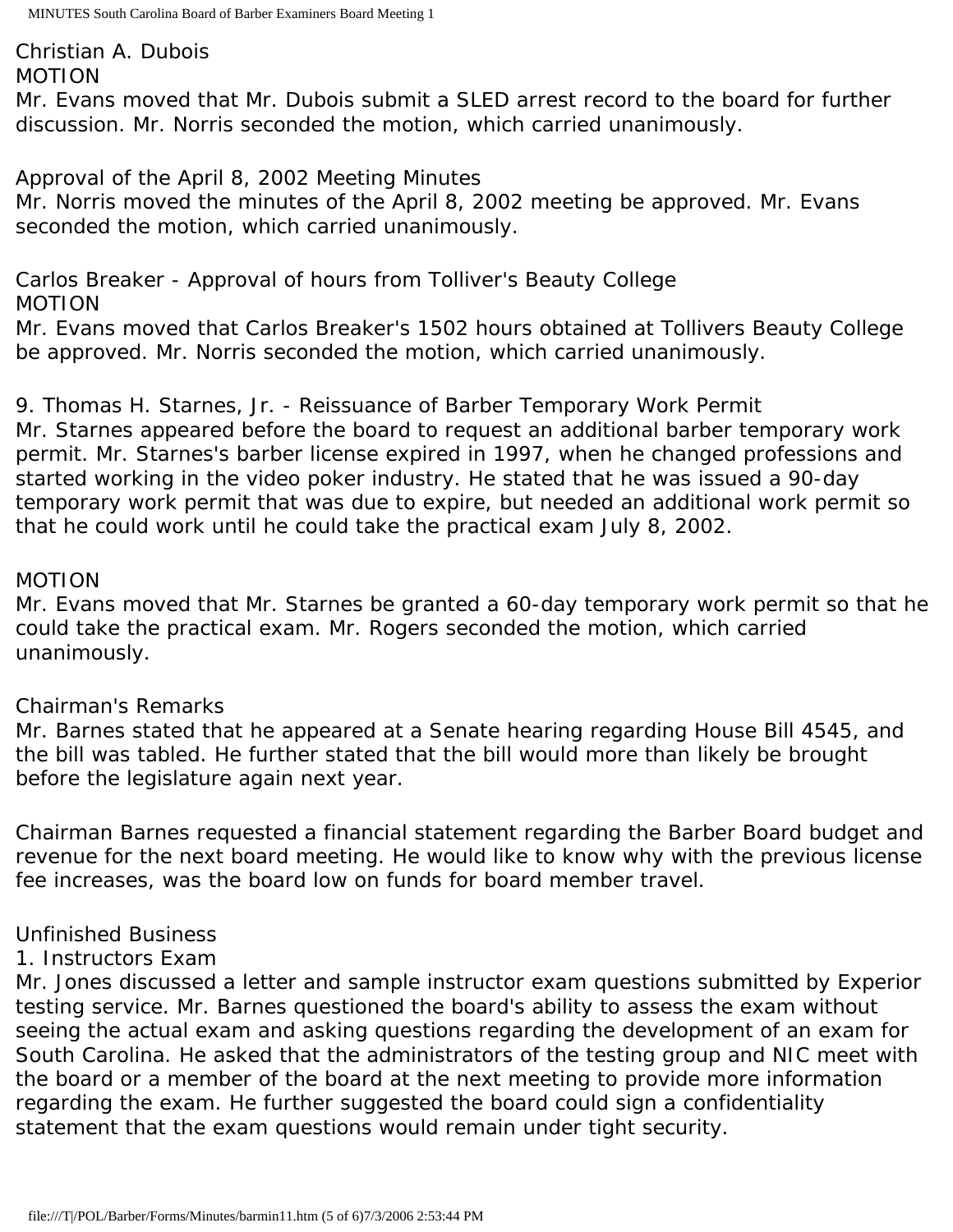Christian A. Dubois

MOTION

Mr. Evans moved that Mr. Dubois submit a SLED arrest record to the board for further discussion. Mr. Norris seconded the motion, which carried unanimously.

Approval of the April 8, 2002 Meeting Minutes

Mr. Norris moved the minutes of the April 8, 2002 meeting be approved. Mr. Evans seconded the motion, which carried unanimously.

Carlos Breaker - Approval of hours from Tolliver's Beauty College

MOTION

Mr. Evans moved that Carlos Breaker's 1502 hours obtained at Tollivers Beauty College be approved. Mr. Norris seconded the motion, which carried unanimously.

9. Thomas H. Starnes, Jr. - Reissuance of Barber Temporary Work Permit

Mr. Starnes appeared before the board to request an additional barber temporary work permit. Mr. Starnes's barber license expired in 1997, when he changed professions and started working in the video poker industry. He stated that he was issued a 90-day temporary work permit that was due to expire, but needed an additional work permit so that he could work until he could take the practical exam July 8, 2002.

MOTION

Mr. Evans moved that Mr. Starnes be granted a 60-day temporary work permit so that he could take the practical exam. Mr. Rogers seconded the motion, which carried unanimously.

Chairman's Remarks

Mr. Barnes stated that he appeared at a Senate hearing regarding House Bill 4545, and the bill was tabled. He further stated that the bill would more than likely be brought before the legislature again next year.

Chairman Barnes requested a financial statement regarding the Barber Board budget and revenue for the next board meeting. He would like to know why with the previous license fee increases, was the board low on funds for board member travel.

Unfinished Business

1. Instructors Exam

Mr. Jones discussed a letter and sample instructor exam questions submitted by Experior testing service. Mr. Barnes questioned the board's ability to assess the exam without seeing the actual exam and asking questions regarding the development of an exam for South Carolina. He asked that the administrators of the testing group and NIC meet with the board or a member of the board at the next meeting to provide more information regarding the exam. He further suggested the board could sign a confidentiality statement that the exam questions would remain under tight security.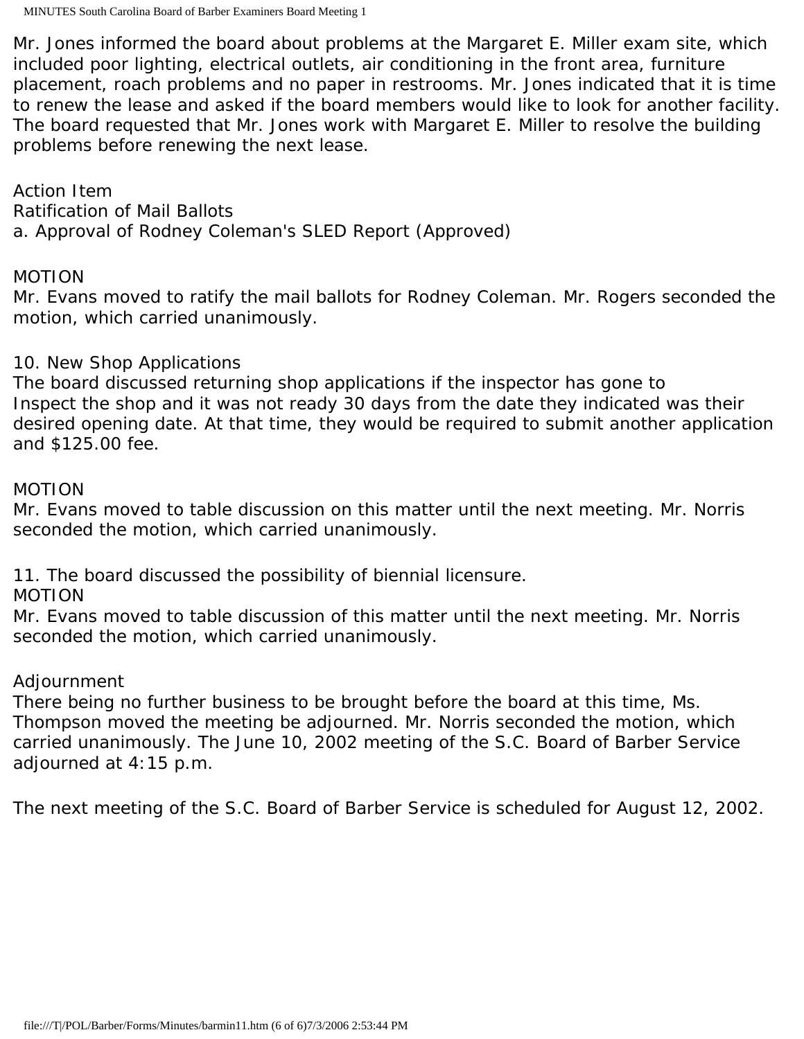Mr. Jones informed the board about problems at the Margaret E. Miller exam site, which included poor lighting, electrical outlets, air conditioning in the front area, furniture placement, roach problems and no paper in restrooms. Mr. Jones indicated that it is time to renew the lease and asked if the board members would like to look for another facility. The board requested that Mr. Jones work with Margaret E. Miller to resolve the building problems before renewing the next lease.

Action Item
Ratification of Mail Ballots
a. Approval of Rodney Coleman's SLED Report (Approved)

MOTION
Mr. Evans moved to ratify the mail ballots for Rodney Coleman. Mr. Rogers seconded the motion, which carried unanimously.

10. New Shop Applications
The board discussed returning shop applications if the inspector has gone to Inspect the shop and it was not ready 30 days from the date they indicated was their desired opening date. At that time, they would be required to submit another application and $125.00 fee.

MOTION
Mr. Evans moved to table discussion on this matter until the next meeting. Mr. Norris seconded the motion, which carried unanimously.

11. The board discussed the possibility of biennial licensure.
MOTION
Mr. Evans moved to table discussion of this matter until the next meeting. Mr. Norris seconded the motion, which carried unanimously.

Adjournment
There being no further business to be brought before the board at this time, Ms. Thompson moved the meeting be adjourned. Mr. Norris seconded the motion, which carried unanimously. The June 10, 2002 meeting of the S.C. Board of Barber Service adjourned at 4:15 p.m.

The next meeting of the S.C. Board of Barber Service is scheduled for August 12, 2002.